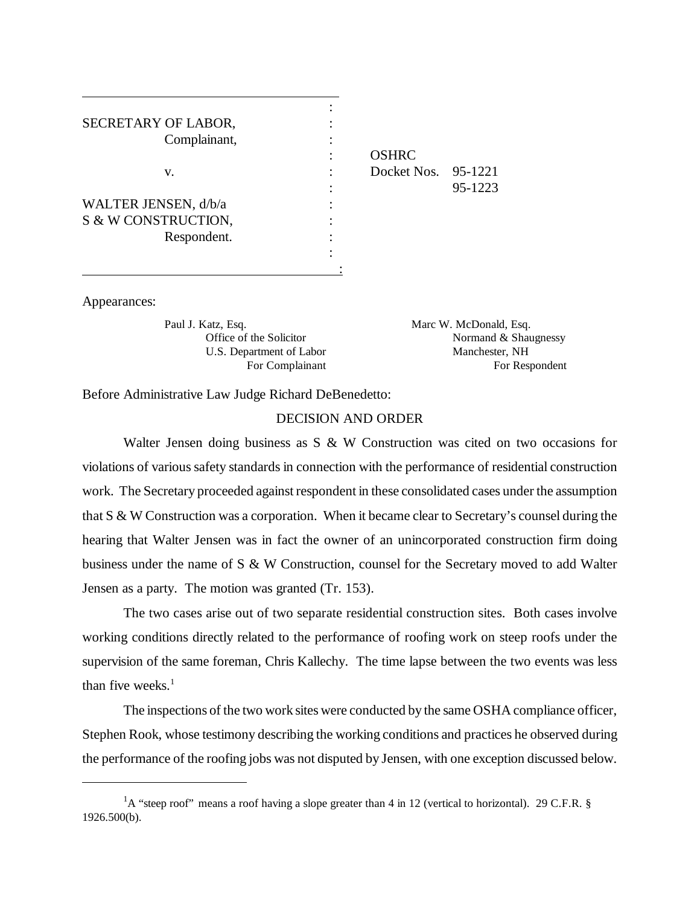SECRETARY OF LABOR,
Complainant,

v.

WALTER JENSEN, d/b/a
S & W CONSTRUCTION,
Respondent.

OSHRC
Docket Nos. 95-1221
95-1223

Appearances:

Paul J. Katz, Esq.
Office of the Solicitor
U.S. Department of Labor
For Complainant

Marc W. McDonald, Esq.
Normand & Shaugnessy
Manchester, NH
For Respondent

Before Administrative Law Judge Richard DeBenedetto:

## DECISION AND ORDER

Walter Jensen doing business as S & W Construction was cited on two occasions for violations of various safety standards in connection with the performance of residential construction work. The Secretary proceeded against respondent in these consolidated cases under the assumption that S & W Construction was a corporation. When it became clear to Secretary's counsel during the hearing that Walter Jensen was in fact the owner of an unincorporated construction firm doing business under the name of S & W Construction, counsel for the Secretary moved to add Walter Jensen as a party. The motion was granted (Tr. 153).

The two cases arise out of two separate residential construction sites. Both cases involve working conditions directly related to the performance of roofing work on steep roofs under the supervision of the same foreman, Chris Kallechy. The time lapse between the two events was less than five weeks.[1]

The inspections of the two work sites were conducted by the same OSHA compliance officer, Stephen Rook, whose testimony describing the working conditions and practices he observed during the performance of the roofing jobs was not disputed by Jensen, with one exception discussed below.

---

[1] A "steep roof" means a roof having a slope greater than 4 in 12 (vertical to horizontal). 29 C.F.R. § 1926.500(b).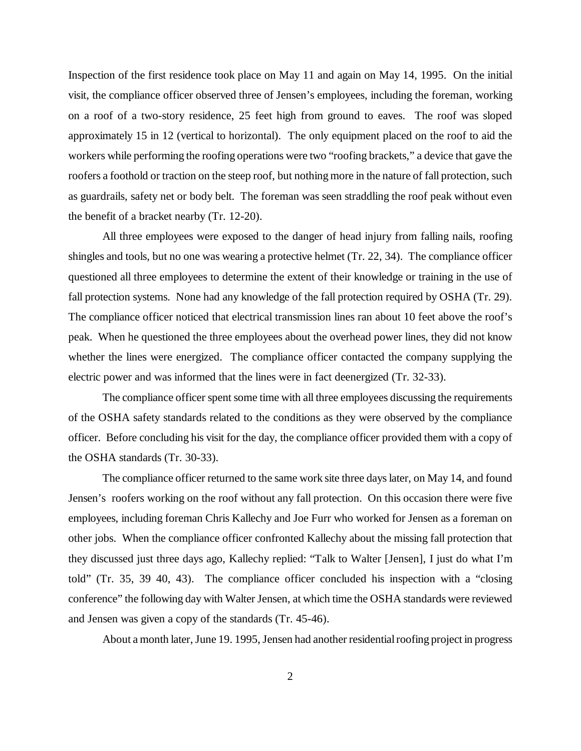Inspection of the first residence took place on May 11 and again on May 14, 1995. On the initial visit, the compliance officer observed three of Jensen's employees, including the foreman, working on a roof of a two-story residence, 25 feet high from ground to eaves. The roof was sloped approximately 15 in 12 (vertical to horizontal). The only equipment placed on the roof to aid the workers while performing the roofing operations were two "roofing brackets," a device that gave the roofers a foothold or traction on the steep roof, but nothing more in the nature of fall protection, such as guardrails, safety net or body belt. The foreman was seen straddling the roof peak without even the benefit of a bracket nearby (Tr. 12-20).

All three employees were exposed to the danger of head injury from falling nails, roofing shingles and tools, but no one was wearing a protective helmet (Tr. 22, 34). The compliance officer questioned all three employees to determine the extent of their knowledge or training in the use of fall protection systems. None had any knowledge of the fall protection required by OSHA (Tr. 29). The compliance officer noticed that electrical transmission lines ran about 10 feet above the roof's peak. When he questioned the three employees about the overhead power lines, they did not know whether the lines were energized. The compliance officer contacted the company supplying the electric power and was informed that the lines were in fact deenergized (Tr. 32-33).

The compliance officer spent some time with all three employees discussing the requirements of the OSHA safety standards related to the conditions as they were observed by the compliance officer. Before concluding his visit for the day, the compliance officer provided them with a copy of the OSHA standards (Tr. 30-33).

The compliance officer returned to the same work site three days later, on May 14, and found Jensen's roofers working on the roof without any fall protection. On this occasion there were five employees, including foreman Chris Kallechy and Joe Furr who worked for Jensen as a foreman on other jobs. When the compliance officer confronted Kallechy about the missing fall protection that they discussed just three days ago, Kallechy replied: "Talk to Walter [Jensen], I just do what I'm told" (Tr. 35, 39 40, 43). The compliance officer concluded his inspection with a "closing conference" the following day with Walter Jensen, at which time the OSHA standards were reviewed and Jensen was given a copy of the standards (Tr. 45-46).

About a month later, June 19. 1995, Jensen had another residential roofing project in progress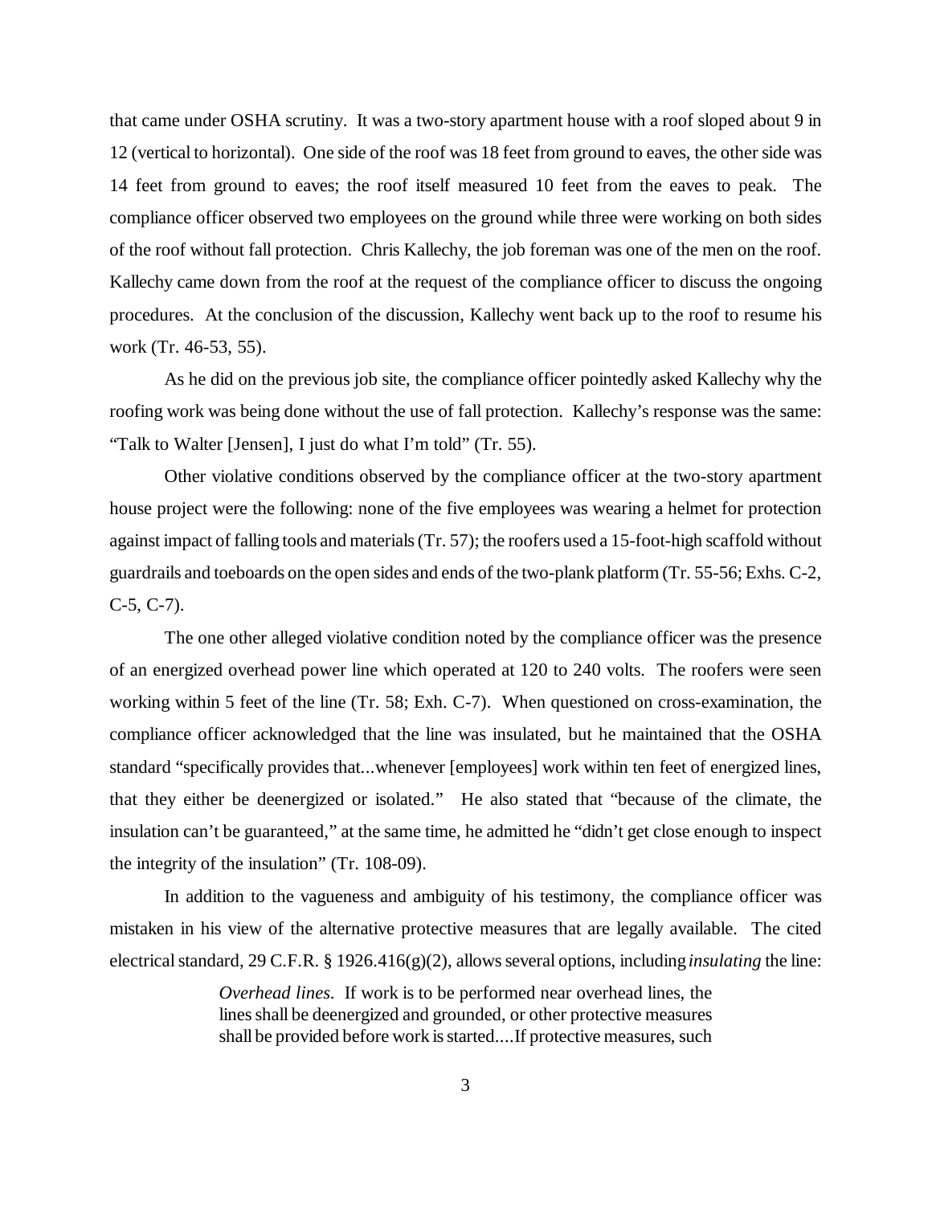that came under OSHA scrutiny. It was a two-story apartment house with a roof sloped about 9 in 12 (vertical to horizontal). One side of the roof was 18 feet from ground to eaves, the other side was 14 feet from ground to eaves; the roof itself measured 10 feet from the eaves to peak. The compliance officer observed two employees on the ground while three were working on both sides of the roof without fall protection. Chris Kallechy, the job foreman was one of the men on the roof. Kallechy came down from the roof at the request of the compliance officer to discuss the ongoing procedures. At the conclusion of the discussion, Kallechy went back up to the roof to resume his work (Tr. 46-53, 55).

As he did on the previous job site, the compliance officer pointedly asked Kallechy why the roofing work was being done without the use of fall protection. Kallechy's response was the same: "Talk to Walter [Jensen], I just do what I'm told" (Tr. 55).

Other violative conditions observed by the compliance officer at the two-story apartment house project were the following: none of the five employees was wearing a helmet for protection against impact of falling tools and materials (Tr. 57); the roofers used a 15-foot-high scaffold without guardrails and toeboards on the open sides and ends of the two-plank platform (Tr. 55-56; Exhs. C-2, C-5, C-7).

The one other alleged violative condition noted by the compliance officer was the presence of an energized overhead power line which operated at 120 to 240 volts. The roofers were seen working within 5 feet of the line (Tr. 58; Exh. C-7). When questioned on cross-examination, the compliance officer acknowledged that the line was insulated, but he maintained that the OSHA standard "specifically provides that...whenever [employees] work within ten feet of energized lines, that they either be deenergized or isolated." He also stated that "because of the climate, the insulation can't be guaranteed," at the same time, he admitted he "didn't get close enough to inspect the integrity of the insulation" (Tr. 108-09).

In addition to the vagueness and ambiguity of his testimony, the compliance officer was mistaken in his view of the alternative protective measures that are legally available. The cited electrical standard, 29 C.F.R. § 1926.416(g)(2), allows several options, including *insulating* the line:

> *Overhead lines*. If work is to be performed near overhead lines, the lines shall be deenergized and grounded, or other protective measures shall be provided before work is started....If protective measures, such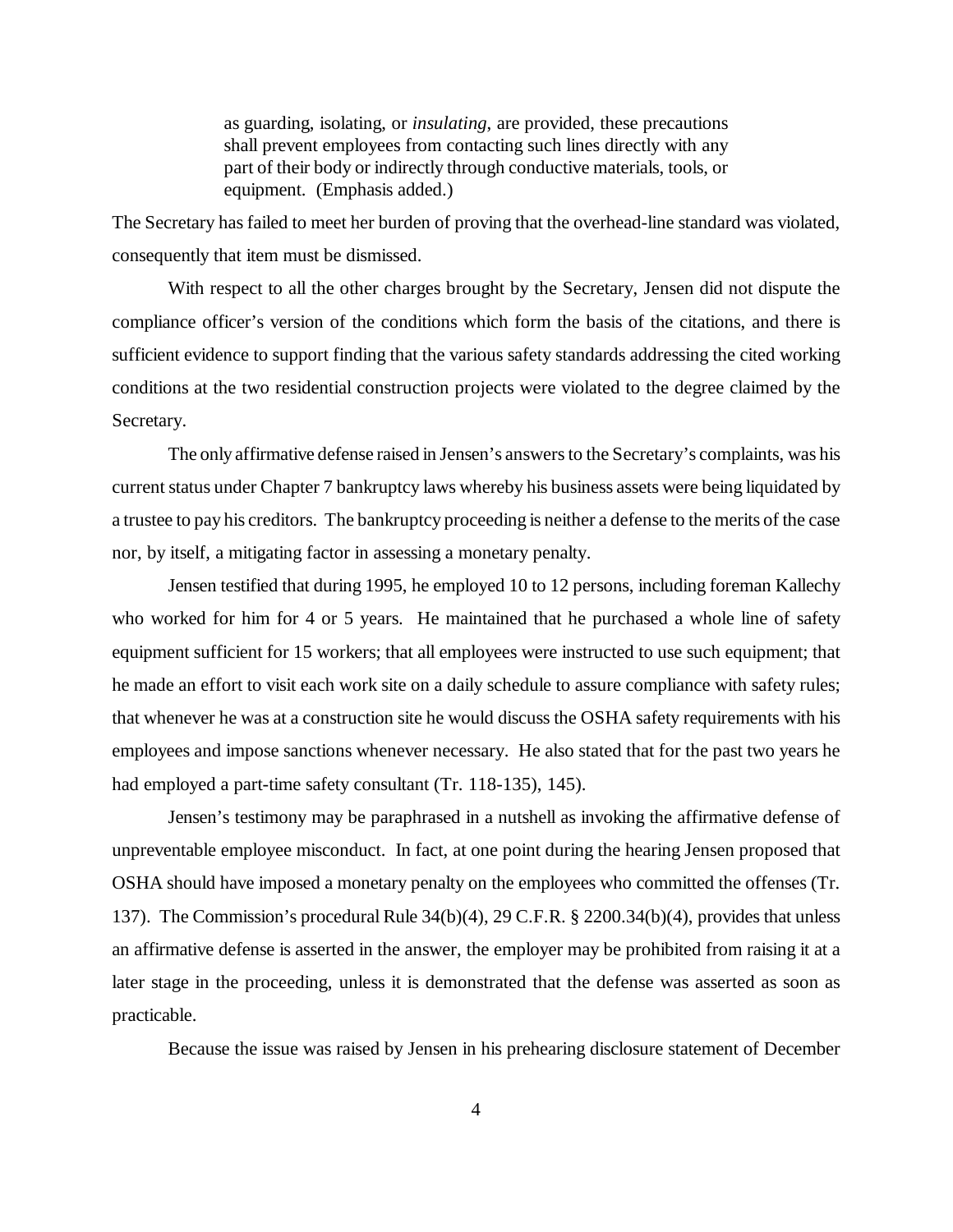> as guarding, isolating, or *insulating*, are provided, these precautions shall prevent employees from contacting such lines directly with any part of their body or indirectly through conductive materials, tools, or equipment. (Emphasis added.)

The Secretary has failed to meet her burden of proving that the overhead-line standard was violated, consequently that item must be dismissed.

With respect to all the other charges brought by the Secretary, Jensen did not dispute the compliance officer's version of the conditions which form the basis of the citations, and there is sufficient evidence to support finding that the various safety standards addressing the cited working conditions at the two residential construction projects were violated to the degree claimed by the Secretary.

The only affirmative defense raised in Jensen's answers to the Secretary's complaints, was his current status under Chapter 7 bankruptcy laws whereby his business assets were being liquidated by a trustee to pay his creditors. The bankruptcy proceeding is neither a defense to the merits of the case nor, by itself, a mitigating factor in assessing a monetary penalty.

Jensen testified that during 1995, he employed 10 to 12 persons, including foreman Kallechy who worked for him for 4 or 5 years. He maintained that he purchased a whole line of safety equipment sufficient for 15 workers; that all employees were instructed to use such equipment; that he made an effort to visit each work site on a daily schedule to assure compliance with safety rules; that whenever he was at a construction site he would discuss the OSHA safety requirements with his employees and impose sanctions whenever necessary. He also stated that for the past two years he had employed a part-time safety consultant (Tr. 118-135), 145).

Jensen's testimony may be paraphrased in a nutshell as invoking the affirmative defense of unpreventable employee misconduct. In fact, at one point during the hearing Jensen proposed that OSHA should have imposed a monetary penalty on the employees who committed the offenses (Tr. 137). The Commission's procedural Rule 34(b)(4), 29 C.F.R. § 2200.34(b)(4), provides that unless an affirmative defense is asserted in the answer, the employer may be prohibited from raising it at a later stage in the proceeding, unless it is demonstrated that the defense was asserted as soon as practicable.

Because the issue was raised by Jensen in his prehearing disclosure statement of December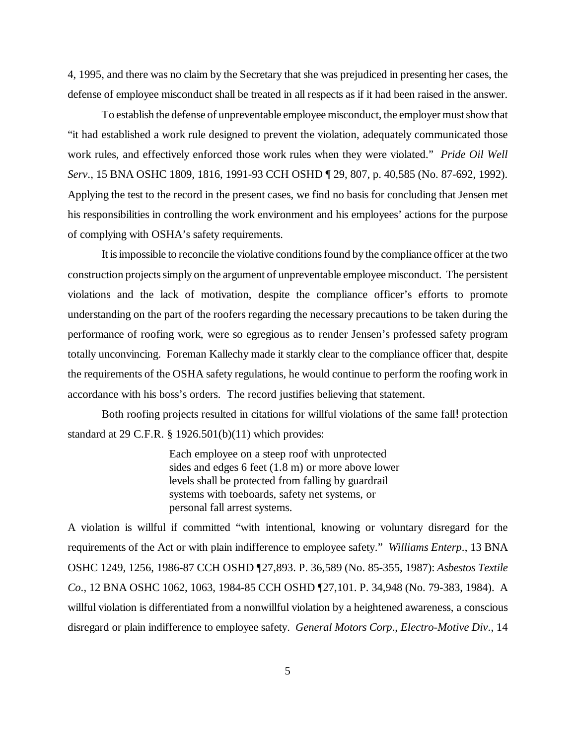4, 1995, and there was no claim by the Secretary that she was prejudiced in presenting her cases, the defense of employee misconduct shall be treated in all respects as if it had been raised in the answer.

To establish the defense of unpreventable employee misconduct, the employer must show that "it had established a work rule designed to prevent the violation, adequately communicated those work rules, and effectively enforced those work rules when they were violated." *Pride Oil Well Serv*., 15 BNA OSHC 1809, 1816, 1991-93 CCH OSHD ¶ 29, 807, p. 40,585 (No. 87-692, 1992). Applying the test to the record in the present cases, we find no basis for concluding that Jensen met his responsibilities in controlling the work environment and his employees' actions for the purpose of complying with OSHA's safety requirements.

It is impossible to reconcile the violative conditions found by the compliance officer at the two construction projects simply on the argument of unpreventable employee misconduct. The persistent violations and the lack of motivation, despite the compliance officer's efforts to promote understanding on the part of the roofers regarding the necessary precautions to be taken during the performance of roofing work, were so egregious as to render Jensen's professed safety program totally unconvincing. Foreman Kallechy made it starkly clear to the compliance officer that, despite the requirements of the OSHA safety regulations, he would continue to perform the roofing work in accordance with his boss's orders. The record justifies believing that statement.

Both roofing projects resulted in citations for willful violations of the same fall! protection standard at 29 C.F.R. § 1926.501(b)(11) which provides:

> Each employee on a steep roof with unprotected sides and edges 6 feet (1.8 m) or more above lower levels shall be protected from falling by guardrail systems with toeboards, safety net systems, or personal fall arrest systems.

A violation is willful if committed "with intentional, knowing or voluntary disregard for the requirements of the Act or with plain indifference to employee safety." *Williams Enterp*., 13 BNA OSHC 1249, 1256, 1986-87 CCH OSHD ¶27,893. P. 36,589 (No. 85-355, 1987): *Asbestos Textile Co*., 12 BNA OSHC 1062, 1063, 1984-85 CCH OSHD ¶27,101. P. 34,948 (No. 79-383, 1984). A willful violation is differentiated from a nonwillful violation by a heightened awareness, a conscious disregard or plain indifference to employee safety. *General Motors Corp*., *Electro-Motive Div*., 14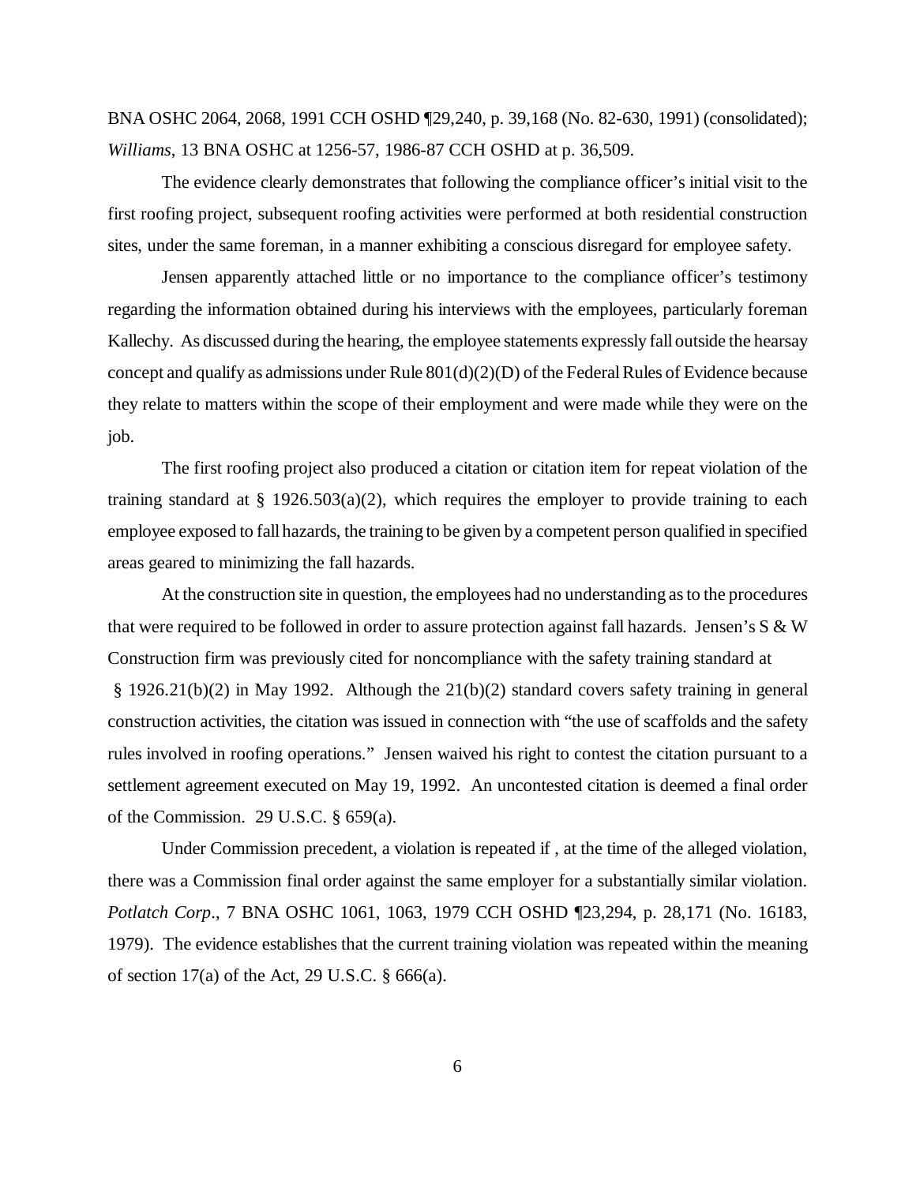BNA OSHC 2064, 2068, 1991 CCH OSHD ¶29,240, p. 39,168 (No. 82-630, 1991) (consolidated); *Williams*, 13 BNA OSHC at 1256-57, 1986-87 CCH OSHD at p. 36,509.

The evidence clearly demonstrates that following the compliance officer's initial visit to the first roofing project, subsequent roofing activities were performed at both residential construction sites, under the same foreman, in a manner exhibiting a conscious disregard for employee safety.

Jensen apparently attached little or no importance to the compliance officer's testimony regarding the information obtained during his interviews with the employees, particularly foreman Kallechy. As discussed during the hearing, the employee statements expressly fall outside the hearsay concept and qualify as admissions under Rule 801(d)(2)(D) of the Federal Rules of Evidence because they relate to matters within the scope of their employment and were made while they were on the job.

The first roofing project also produced a citation or citation item for repeat violation of the training standard at § 1926.503(a)(2), which requires the employer to provide training to each employee exposed to fall hazards, the training to be given by a competent person qualified in specified areas geared to minimizing the fall hazards.

At the construction site in question, the employees had no understanding as to the procedures that were required to be followed in order to assure protection against fall hazards. Jensen's S & W Construction firm was previously cited for noncompliance with the safety training standard at § 1926.21(b)(2) in May 1992. Although the 21(b)(2) standard covers safety training in general construction activities, the citation was issued in connection with "the use of scaffolds and the safety rules involved in roofing operations." Jensen waived his right to contest the citation pursuant to a settlement agreement executed on May 19, 1992. An uncontested citation is deemed a final order of the Commission. 29 U.S.C. § 659(a).

Under Commission precedent, a violation is repeated if , at the time of the alleged violation, there was a Commission final order against the same employer for a substantially similar violation. *Potlatch Corp*., 7 BNA OSHC 1061, 1063, 1979 CCH OSHD ¶23,294, p. 28,171 (No. 16183, 1979). The evidence establishes that the current training violation was repeated within the meaning of section 17(a) of the Act, 29 U.S.C. § 666(a).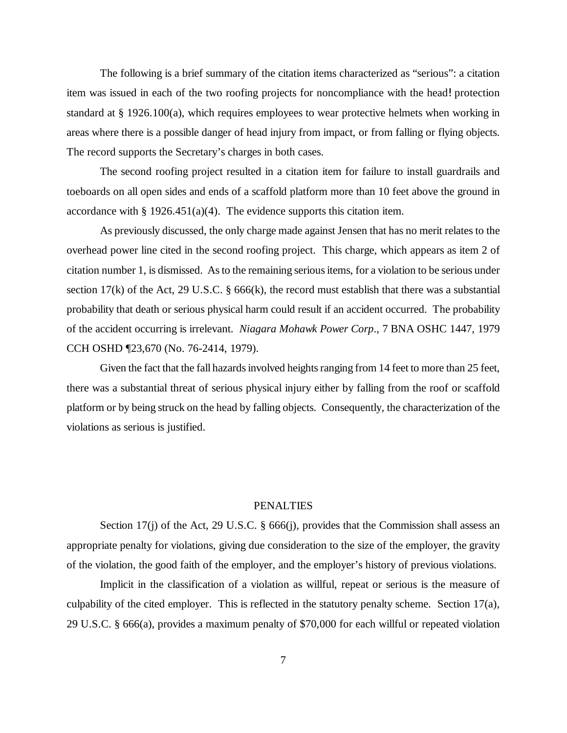The following is a brief summary of the citation items characterized as "serious": a citation item was issued in each of the two roofing projects for noncompliance with the head! protection standard at § 1926.100(a), which requires employees to wear protective helmets when working in areas where there is a possible danger of head injury from impact, or from falling or flying objects. The record supports the Secretary's charges in both cases.

The second roofing project resulted in a citation item for failure to install guardrails and toeboards on all open sides and ends of a scaffold platform more than 10 feet above the ground in accordance with § 1926.451(a)(4). The evidence supports this citation item.

As previously discussed, the only charge made against Jensen that has no merit relates to the overhead power line cited in the second roofing project. This charge, which appears as item 2 of citation number 1, is dismissed. As to the remaining serious items, for a violation to be serious under section 17(k) of the Act, 29 U.S.C. § 666(k), the record must establish that there was a substantial probability that death or serious physical harm could result if an accident occurred. The probability of the accident occurring is irrelevant. *Niagara Mohawk Power Corp*., 7 BNA OSHC 1447, 1979 CCH OSHD ¶23,670 (No. 76-2414, 1979).

Given the fact that the fall hazards involved heights ranging from 14 feet to more than 25 feet, there was a substantial threat of serious physical injury either by falling from the roof or scaffold platform or by being struck on the head by falling objects. Consequently, the characterization of the violations as serious is justified.

## PENALTIES

Section 17(j) of the Act, 29 U.S.C. § 666(j), provides that the Commission shall assess an appropriate penalty for violations, giving due consideration to the size of the employer, the gravity of the violation, the good faith of the employer, and the employer's history of previous violations.

Implicit in the classification of a violation as willful, repeat or serious is the measure of culpability of the cited employer. This is reflected in the statutory penalty scheme. Section 17(a), 29 U.S.C. § 666(a), provides a maximum penalty of $70,000 for each willful or repeated violation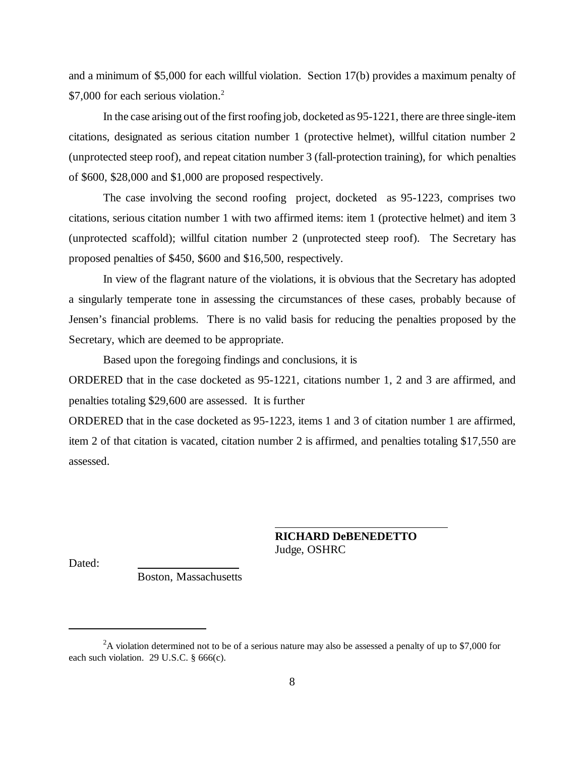and a minimum of $5,000 for each willful violation. Section 17(b) provides a maximum penalty of $7,000 for each serious violation.[2]

In the case arising out of the first roofing job, docketed as 95-1221, there are three single-item citations, designated as serious citation number 1 (protective helmet), willful citation number 2 (unprotected steep roof), and repeat citation number 3 (fall-protection training), for which penalties of $600, $28,000 and $1,000 are proposed respectively.

The case involving the second roofing project, docketed as 95-1223, comprises two citations, serious citation number 1 with two affirmed items: item 1 (protective helmet) and item 3 (unprotected scaffold); willful citation number 2 (unprotected steep roof). The Secretary has proposed penalties of $450, $600 and $16,500, respectively.

In view of the flagrant nature of the violations, it is obvious that the Secretary has adopted a singularly temperate tone in assessing the circumstances of these cases, probably because of Jensen's financial problems. There is no valid basis for reducing the penalties proposed by the Secretary, which are deemed to be appropriate.

Based upon the foregoing findings and conclusions, it is

ORDERED that in the case docketed as 95-1221, citations number 1, 2 and 3 are affirmed, and penalties totaling $29,600 are assessed. It is further

ORDERED that in the case docketed as 95-1223, items 1 and 3 of citation number 1 are affirmed, item 2 of that citation is vacated, citation number 2 is affirmed, and penalties totaling $17,550 are assessed.

**RICHARD DeBENEDETTO**
Judge, OSHRC

Dated:

Boston, Massachusetts

---

[2] A violation determined not to be of a serious nature may also be assessed a penalty of up to $7,000 for each such violation. 29 U.S.C. § 666(c).